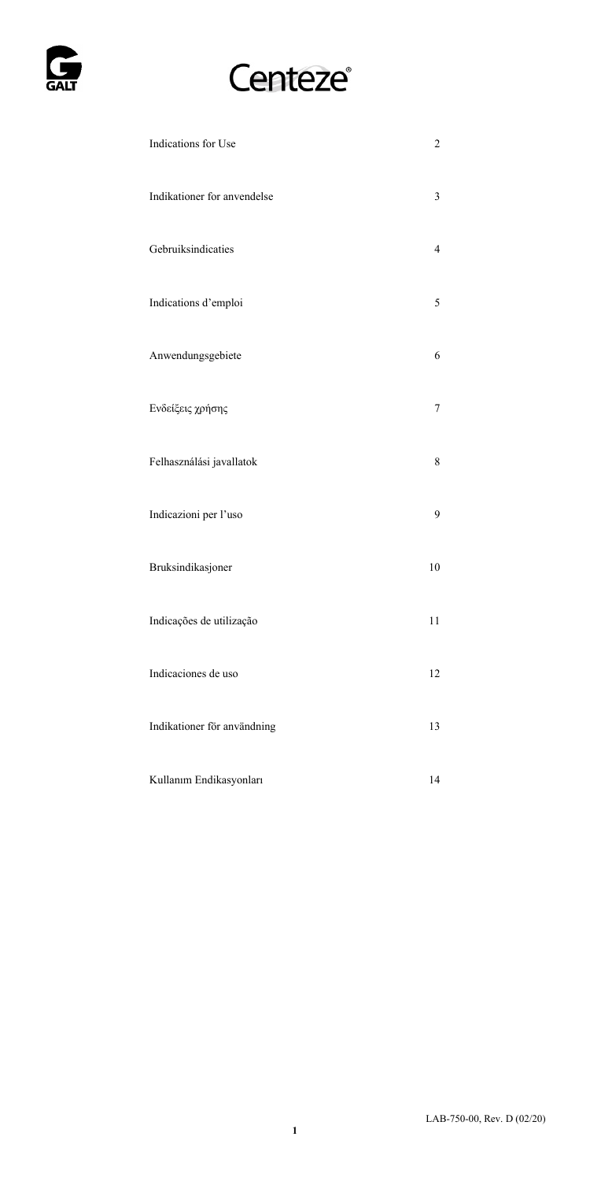# Centeze®

| | |
|---|---|
| Indications for Use | 2 |
| Indikationer for anvendelse | 3 |
| Gebruiksindicaties | 4 |
| Indications d'emploi | 5 |
| Anwendungsgebiete | 6 |
| Ενδείξεις χρήσης | 7 |
| Felhasználási javallatok | 8 |
| Indicazioni per l'uso | 9 |
| Bruksindikasjoner | 10 |
| Indicações de utilização | 11 |
| Indicaciones de uso | 12 |
| Indikationer för användning | 13 |
| Kullanım Endikasyonları | 14 |

LAB-750-00, Rev. D (02/20)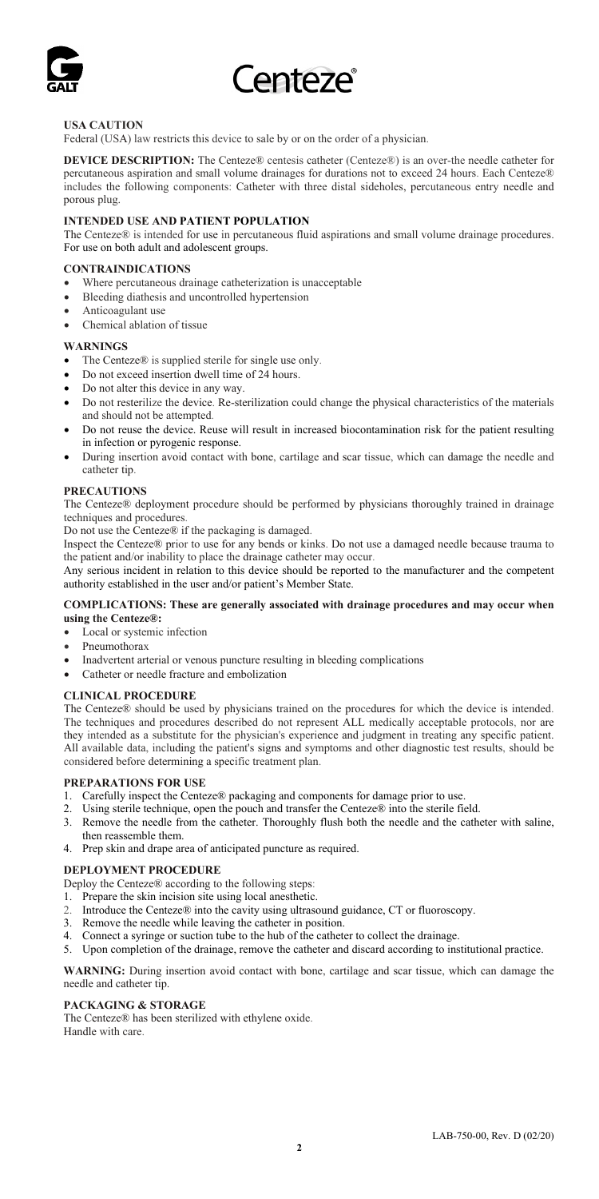# Centeze®

**USA CAUTION**

Federal (USA) law restricts this device to sale by or on the order of a physician.

**DEVICE DESCRIPTION:** The Centeze® centesis catheter (Centeze®) is an over-the needle catheter for percutaneous aspiration and small volume drainages for durations not to exceed 24 hours. Each Centeze® includes the following components: Catheter with three distal sideholes, percutaneous entry needle and porous plug.

**INTENDED USE AND PATIENT POPULATION**

The Centeze® is intended for use in percutaneous fluid aspirations and small volume drainage procedures. For use on both adult and adolescent groups.

**CONTRAINDICATIONS**

- Where percutaneous drainage catheterization is unacceptable
- Bleeding diathesis and uncontrolled hypertension
- Anticoagulant use
- Chemical ablation of tissue

**WARNINGS**

- The Centeze® is supplied sterile for single use only.
- Do not exceed insertion dwell time of 24 hours.
- Do not alter this device in any way.
- Do not resterilize the device. Re-sterilization could change the physical characteristics of the materials and should not be attempted.
- Do not reuse the device. Reuse will result in increased biocontamination risk for the patient resulting in infection or pyrogenic response.
- During insertion avoid contact with bone, cartilage and scar tissue, which can damage the needle and catheter tip.

**PRECAUTIONS**

The Centeze® deployment procedure should be performed by physicians thoroughly trained in drainage techniques and procedures.

Do not use the Centeze® if the packaging is damaged.

Inspect the Centeze® prior to use for any bends or kinks. Do not use a damaged needle because trauma to the patient and/or inability to place the drainage catheter may occur.

Any serious incident in relation to this device should be reported to the manufacturer and the competent authority established in the user and/or patient's Member State.

**COMPLICATIONS: These are generally associated with drainage procedures and may occur when using the Centeze®:**

- Local or systemic infection
- Pneumothorax
- Inadvertent arterial or venous puncture resulting in bleeding complications
- Catheter or needle fracture and embolization

**CLINICAL PROCEDURE**

The Centeze® should be used by physicians trained on the procedures for which the device is intended. The techniques and procedures described do not represent ALL medically acceptable protocols, nor are they intended as a substitute for the physician's experience and judgment in treating any specific patient. All available data, including the patient's signs and symptoms and other diagnostic test results, should be considered before determining a specific treatment plan.

**PREPARATIONS FOR USE**

1. Carefully inspect the Centeze® packaging and components for damage prior to use.
2. Using sterile technique, open the pouch and transfer the Centeze® into the sterile field.
3. Remove the needle from the catheter. Thoroughly flush both the needle and the catheter with saline, then reassemble them.
4. Prep skin and drape area of anticipated puncture as required.

**DEPLOYMENT PROCEDURE**

Deploy the Centeze® according to the following steps:

1. Prepare the skin incision site using local anesthetic.
2. Introduce the Centeze® into the cavity using ultrasound guidance, CT or fluoroscopy.
3. Remove the needle while leaving the catheter in position.
4. Connect a syringe or suction tube to the hub of the catheter to collect the drainage.
5. Upon completion of the drainage, remove the catheter and discard according to institutional practice.

**WARNING:** During insertion avoid contact with bone, cartilage and scar tissue, which can damage the needle and catheter tip.

**PACKAGING & STORAGE**

The Centeze® has been sterilized with ethylene oxide.

Handle with care.

LAB-750-00, Rev. D (02/20)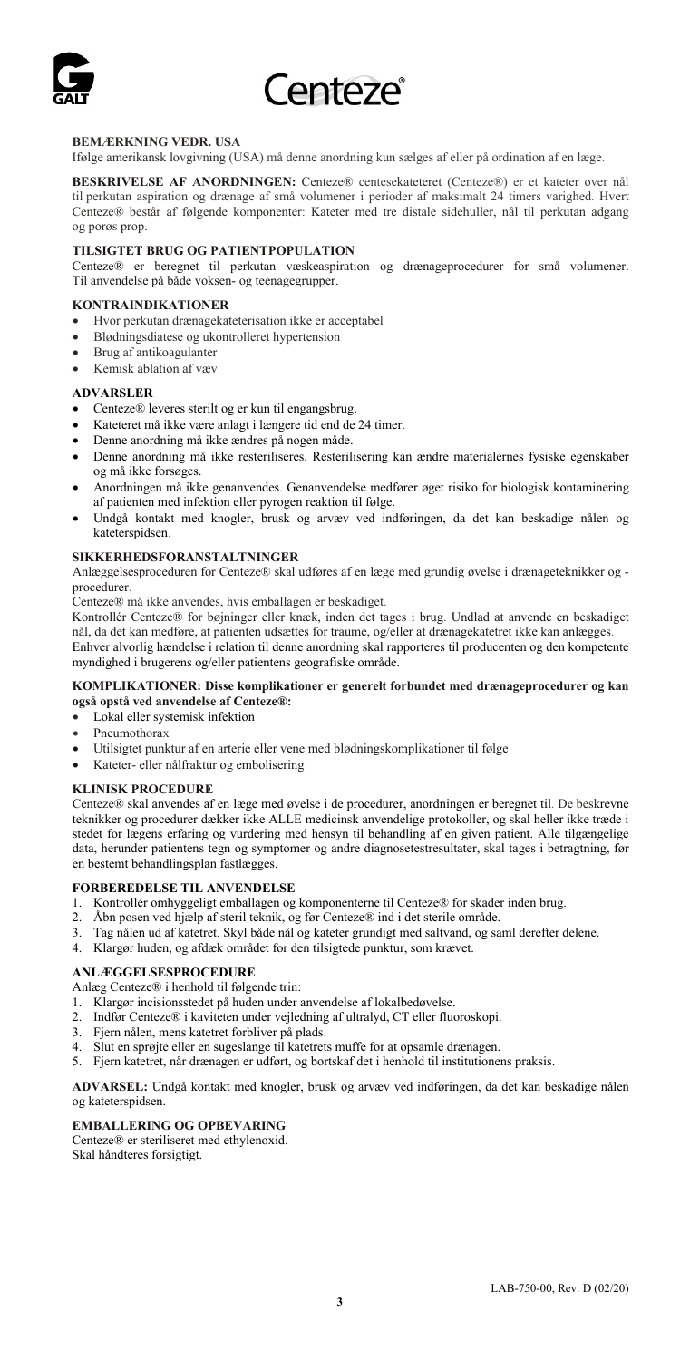**BEMÆRKNING VEDR. USA**
Ifølge amerikansk lovgivning (USA) må denne anordning kun sælges af eller på ordination af en læge.

**BESKRIVELSE AF ANORDNINGEN:** Centeze® centesekateteret (Centeze®) er et kateter over nål til perkutan aspiration og drænage af små volumener i perioder af maksimalt 24 timers varighed. Hvert Centeze® består af følgende komponenter: Kateter med tre distale sidehuller, nål til perkutan adgang og porøs prop.

**TILSIGTET BRUG OG PATIENTPOPULATION**
Centeze® er beregnet til perkutan væskeaspiration og drænageprocedurer for små volumener. Til anvendelse på både voksen- og teenagegrupper.

**KONTRAINDIKATIONER**
- Hvor perkutan drænagekateterisation ikke er acceptabel
- Blødningsdiatese og ukontrolleret hypertension
- Brug af antikoagulanter
- Kemisk ablation af væv

**ADVARSLER**
- Centeze® leveres sterilt og er kun til engangsbrug.
- Kateteret må ikke være anlagt i længere tid end de 24 timer.
- Denne anordning må ikke ændres på nogen måde.
- Denne anordning må ikke resteriliseres. Resterilisering kan ændre materialernes fysiske egenskaber og må ikke forsøges.
- Anordningen må ikke genanvendes. Genanvendelse medfører øget risiko for biologisk kontaminering af patienten med infektion eller pyrogen reaktion til følge.
- Undgå kontakt med knogler, brusk og arvæv ved indføringen, da det kan beskadige nålen og kateterspidsen.

**SIKKERHEDSFORANSTALTNINGER**
Anlæggelsesproceduren for Centeze® skal udføres af en læge med grundig øvelse i drænageteknikker og -procedurer.
Centeze® må ikke anvendes, hvis emballagen er beskadiget.
Kontrollér Centeze® for bøjninger eller knæk, inden det tages i brug. Undlad at anvende en beskadiget nål, da det kan medføre, at patienten udsættes for traume, og/eller at drænagekatetret ikke kan anlægges.
Enhver alvorlig hændelse i relation til denne anordning skal rapporteres til producenten og den kompetente myndighed i brugerens og/eller patientens geografiske område.

**KOMPLIKATIONER: Disse komplikationer er generelt forbundet med drænageprocedurer og kan også opstå ved anvendelse af Centeze®:**
- Lokal eller systemisk infektion
- Pneumothorax
- Utilsigtet punktur af en arterie eller vene med blødningskomplikationer til følge
- Kateter- eller nålfraktur og embolisering

**KLINISK PROCEDURE**
Centeze® skal anvendes af en læge med øvelse i de procedurer, anordningen er beregnet til. De beskrevne teknikker og procedurer dækker IKKE ALLE medicinsk anvendelige protokoller, og skal heller ikke træde i stedet for lægens erfaring og vurdering med hensyn til behandling af en given patient. Alle tilgængelige data, herunder patientens tegn og symptomer og andre diagnosetestresultater, skal tages i betragtning, før en bestemt behandlingsplan fastlægges.

**FORBEREDELSE TIL ANVENDELSE**
1. Kontrollér omhyggeligt emballagen og komponenterne til Centeze® for skader inden brug.
2. Åbn posen ved hjælp af steril teknik, og før Centeze® ind i det sterile område.
3. Tag nålen ud af katetret. Skyl både nål og kateter grundigt med saltvand, og saml derefter delene.
4. Klargør huden, og afdæk området for den tilsigtede punktur, som krævet.

**ANLÆGGELSESPROCEDURE**
Anlæg Centeze® i henhold til følgende trin:
1. Klargør incisionsstedet på huden under anvendelse af lokalbedøvelse.
2. Indfør Centeze® i kaviteten under vejledning af ultralyd, CT eller fluoroskopi.
3. Fjern nålen, mens katetret forbliver på plads.
4. Slut en sprøjte eller en sugeslange til katetrets muffe for at opsamle drænagen.
5. Fjern katetret, når drænagen er udført, og bortskaf det i henhold til institutionens praksis.

**ADVARSEL:** Undgå kontakt med knogler, brusk og arvæv ved indføringen, da det kan beskadige nålen og kateterspidsen.

**EMBALLERING OG OPBEVARING**
Centeze® er steriliseret med ethylenoxid.
Skal håndteres forsigtigt.

LAB-750-00, Rev. D (02/20)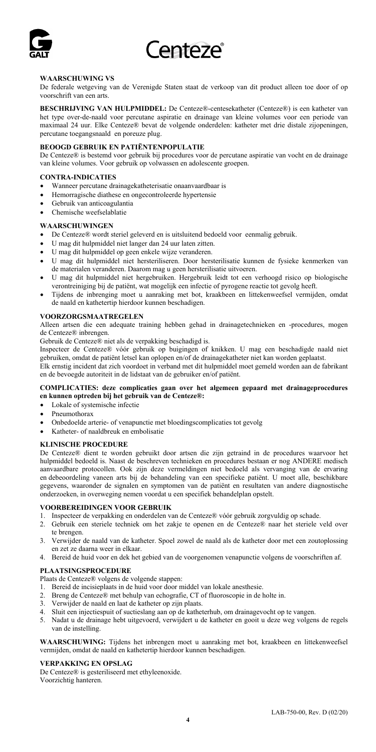## WAARSCHUWING VS

De federale wetgeving van de Verenigde Staten staat de verkoop van dit product alleen toe door of op voorschrift van een arts.

**BESCHRIJVING VAN HULPMIDDEL:** De Centeze®-centesekatheter (Centeze®) is een katheter van het type over-de-naald voor percutane aspiratie en drainage van kleine volumes voor een periode van maximaal 24 uur. Elke Centeze® bevat de volgende onderdelen: katheter met drie distale zijopeningen, percutane toegangsnaald en poreuze plug.

## BEOOGD GEBRUIK EN PATIËNTENPOPULATIE

De Centeze® is bestemd voor gebruik bij procedures voor de percutane aspiratie van vocht en de drainage van kleine volumes. Voor gebruik op volwassen en adolescente groepen.

## CONTRA-INDICATIES

- Wanneer percutane drainagekatheterisatie onaanvaardbaar is
- Hemorragische diathese en ongecontroleerde hypertensie
- Gebruik van anticoagulantia
- Chemische weefselablatie

## WAARSCHUWINGEN

- De Centeze® wordt steriel geleverd en is uitsluitend bedoeld voor eenmalig gebruik.
- U mag dit hulpmiddel niet langer dan 24 uur laten zitten.
- U mag dit hulpmiddel op geen enkele wijze veranderen.
- U mag dit hulpmiddel niet hersteriliseren. Door hersterilisatie kunnen de fysieke kenmerken van de materialen veranderen. Daarom mag u geen hersterilisatie uitvoeren.
- U mag dit hulpmiddel niet hergebruiken. Hergebruik leidt tot een verhoogd risico op biologische verontreiniging bij de patiënt, wat mogelijk een infectie of pyrogene reactie tot gevolg heeft.
- Tijdens de inbrenging moet u aanraking met bot, kraakbeen en littekenweefsel vermijden, omdat de naald en kathetertip hierdoor kunnen beschadigen.

## VOORZORGSMAATREGELEN

Alleen artsen die een adequate training hebben gehad in drainagetechnieken en -procedures, mogen de Centeze® inbrengen.

Gebruik de Centeze® niet als de verpakking beschadigd is.

Inspecteer de Centeze® vóór gebruik op buigingen of knikken. U mag een beschadigde naald niet gebruiken, omdat de patiënt letsel kan oplopen en/of de drainagekatheter niet kan worden geplaatst.

Elk ernstig incident dat zich voordoet in verband met dit hulpmiddel moet gemeld worden aan de fabrikant en de bevoegde autoriteit in de lidstaat van de gebruiker en/of patiënt.

**COMPLICATIES: deze complicaties gaan over het algemeen gepaard met drainageprocedures en kunnen optreden bij het gebruik van de Centeze®:**

- Lokale of systemische infectie
- Pneumothorax
- Onbedoelde arterie- of venapunctie met bloedingscomplicaties tot gevolg
- Katheter- of naaldbreuk en embolisatie

## KLINISCHE PROCEDURE

De Centeze® dient te worden gebruikt door artsen die zijn getraind in de procedures waarvoor het hulpmiddel bedoeld is. Naast de beschreven technieken en procedures bestaan er nog ANDERE medisch aanvaardbare protocollen. Ook zijn deze vermeldingen niet bedoeld als vervanging van de ervaring en debeoordeling vaneen arts bij de behandeling van een specifieke patiënt. U moet alle, beschikbare gegevens, waaronder de signalen en symptomen van de patiënt en resultaten van andere diagnostische onderzoeken, in overweging nemen voordat u een specifiek behandelplan opstelt.

## VOORBEREIDINGEN VOOR GEBRUIK

1. Inspecteer de verpakking en onderdelen van de Centeze® vóór gebruik zorgvuldig op schade.
2. Gebruik een steriele techniek om het zakje te openen en de Centeze® naar het steriele veld over te brengen.
3. Verwijder de naald van de katheter. Spoel zowel de naald als de katheter door met een zoutoplossing en zet ze daarna weer in elkaar.
4. Bereid de huid voor en dek het gebied van de voorgenomen venapunctie volgens de voorschriften af.

## PLAATSINGSPROCEDURE

Plaats de Centeze® volgens de volgende stappen:

1. Bereid de incisieplaats in de huid voor door middel van lokale anesthesie.
2. Breng de Centeze® met behulp van echografie, CT of fluoroscopie in de holte in.
3. Verwijder de naald en laat de katheter op zijn plaats.
4. Sluit een injectiespuit of suctieslang aan op de katheterhub, om drainagevocht op te vangen.
5. Nadat u de drainage hebt uitgevoerd, verwijdert u de katheter en gooit u deze weg volgens de regels van de instelling.

**WAARSCHUWING:** Tijdens het inbrengen moet u aanraking met bot, kraakbeen en littekenweefsel vermijden, omdat de naald en kathetertip hierdoor kunnen beschadigen.

## VERPAKKING EN OPSLAG

De Centeze® is gesteriliseerd met ethyleenoxide.
Voorzichtig hanteren.

LAB-750-00, Rev. D (02/20)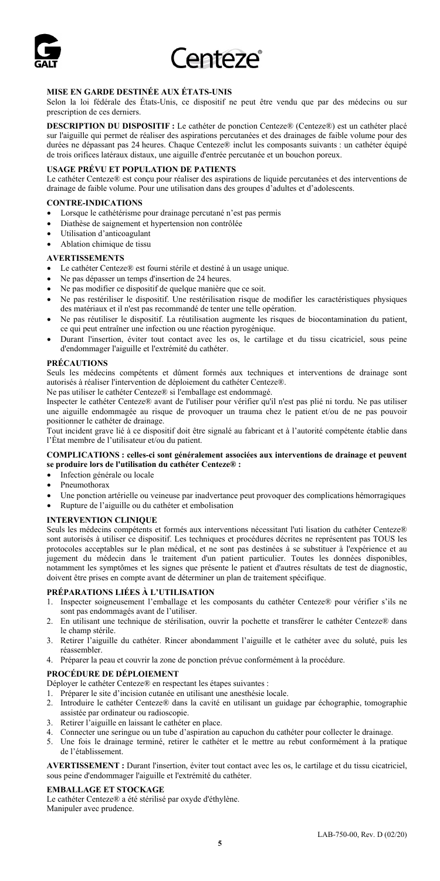GALT

Centeze®

## MISE EN GARDE DESTINÉE AUX ÉTATS-UNIS

Selon la loi fédérale des États-Unis, ce dispositif ne peut être vendu que par des médecins ou sur prescription de ces derniers.

**DESCRIPTION DU DISPOSITIF :** Le cathéter de ponction Centeze® (Centeze®) est un cathéter placé sur l'aiguille qui permet de réaliser des aspirations percutanées et des drainages de faible volume pour des durées ne dépassant pas 24 heures. Chaque Centeze® inclut les composants suivants : un cathéter équipé de trois orifices latéraux distaux, une aiguille d'entrée percutanée et un bouchon poreux.

## USAGE PRÉVU ET POPULATION DE PATIENTS

Le cathéter Centeze® est conçu pour réaliser des aspirations de liquide percutanées et des interventions de drainage de faible volume. Pour une utilisation dans des groupes d'adultes et d'adolescents.

## CONTRE-INDICATIONS

- Lorsque le cathétérisme pour drainage percutané n'est pas permis
- Diathèse de saignement et hypertension non contrôlée
- Utilisation d'anticoagulant
- Ablation chimique de tissu

## AVERTISSEMENTS

- Le cathéter Centeze® est fourni stérile et destiné à un usage unique.
- Ne pas dépasser un temps d'insertion de 24 heures.
- Ne pas modifier ce dispositif de quelque manière que ce soit.
- Ne pas restériliser le dispositif. Une restérilisation risque de modifier les caractéristiques physiques des matériaux et il n'est pas recommandé de tenter une telle opération.
- Ne pas réutiliser le dispositif. La réutilisation augmente les risques de biocontamination du patient, ce qui peut entraîner une infection ou une réaction pyrogénique.
- Durant l'insertion, éviter tout contact avec les os, le cartilage et du tissu cicatriciel, sous peine d'endommager l'aiguille et l'extrémité du cathéter.

## PRÉCAUTIONS

Seuls les médecins compétents et dûment formés aux techniques et interventions de drainage sont autorisés à réaliser l'intervention de déploiement du cathéter Centeze®.

Ne pas utiliser le cathéter Centeze® si l'emballage est endommagé.

Inspecter le cathéter Centeze® avant de l'utiliser pour vérifier qu'il n'est pas plié ni tordu. Ne pas utiliser une aiguille endommagée au risque de provoquer un trauma chez le patient et/ou de ne pas pouvoir positionner le cathéter de drainage.

Tout incident grave lié à ce dispositif doit être signalé au fabricant et à l'autorité compétente établie dans l'État membre de l'utilisateur et/ou du patient.

## COMPLICATIONS : celles-ci sont généralement associées aux interventions de drainage et peuvent se produire lors de l'utilisation du cathéter Centeze® :

- Infection générale ou locale
- Pneumothorax
- Une ponction artérielle ou veineuse par inadvertance peut provoquer des complications hémorragiques
- Rupture de l'aiguille ou du cathéter et embolisation

## INTERVENTION CLINIQUE

Seuls les médecins compétents et formés aux interventions nécessitant l'uti lisation du cathéter Centeze® sont autorisés à utiliser ce dispositif. Les techniques et procédures décrites ne représentent pas TOUS les protocoles acceptables sur le plan médical, et ne sont pas destinées à se substituer à l'expérience et au jugement du médecin dans le traitement d'un patient particulier. Toutes les données disponibles, notamment les symptômes et les signes que présente le patient et d'autres résultats de test de diagnostic, doivent être prises en compte avant de déterminer un plan de traitement spécifique.

## PRÉPARATIONS LIÉES À L'UTILISATION

1. Inspecter soigneusement l'emballage et les composants du cathéter Centeze® pour vérifier s'ils ne sont pas endommagés avant de l'utiliser.
2. En utilisant une technique de stérilisation, ouvrir la pochette et transférer le cathéter Centeze® dans le champ stérile.
3. Retirer l'aiguille du cathéter. Rincer abondamment l'aiguille et le cathéter avec du soluté, puis les réassembler.
4. Préparer la peau et couvrir la zone de ponction prévue conformément à la procédure.

## PROCÉDURE DE DÉPLOIEMENT

Déployer le cathéter Centeze® en respectant les étapes suivantes :

1. Préparer le site d'incision cutanée en utilisant une anesthésie locale.
2. Introduire le cathéter Centeze® dans la cavité en utilisant un guidage par échographie, tomographie assistée par ordinateur ou radioscopie.
3. Retirer l'aiguille en laissant le cathéter en place.
4. Connecter une seringue ou un tube d'aspiration au capuchon du cathéter pour collecter le drainage.
5. Une fois le drainage terminé, retirer le cathéter et le mettre au rebut conformément à la pratique de l'établissement.

**AVERTISSEMENT :** Durant l'insertion, éviter tout contact avec les os, le cartilage et du tissu cicatriciel, sous peine d'endommager l'aiguille et l'extrémité du cathéter.

## EMBALLAGE ET STOCKAGE

Le cathéter Centeze® a été stérilisé par oxyde d'éthylène.

Manipuler avec prudence.

LAB-750-00, Rev. D (02/20)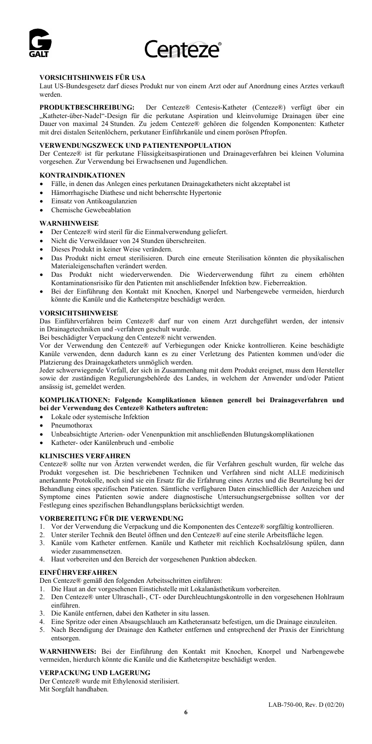## VORSICHTSHINWEIS FÜR USA

Laut US-Bundesgesetz darf dieses Produkt nur von einem Arzt oder auf Anordnung eines Arztes verkauft werden.

**PRODUKTBESCHREIBUNG:** Der Centeze® Centesis-Katheter (Centeze®) verfügt über ein „Katheter-über-Nadel"-Design für die perkutane Aspiration und kleinvolumige Drainagen über eine Dauer von maximal 24 Stunden. Zu jedem Centeze® gehören die folgenden Komponenten: Katheter mit drei distalen Seitenlöchern, perkutaner Einführkanüle und einem porösen Pfropfen.

## VERWENDUNGSZWECK UND PATIENTENPOPULATION

Der Centeze® ist für perkutane Flüssigkeitsaspirationen und Drainageverfahren bei kleinen Volumina vorgesehen. Zur Verwendung bei Erwachsenen und Jugendlichen.

## KONTRAINDIKATIONEN

- Fälle, in denen das Anlegen eines perkutanen Drainagekatheters nicht akzeptabel ist
- Hämorrhagische Diathese und nicht beherrschte Hypertonie
- Einsatz von Antikoagulanzien
- Chemische Gewebeablation

## WARNHINWEISE

- Der Centeze® wird steril für die Einmalverwendung geliefert.
- Nicht die Verweildauer von 24 Stunden überschreiten.
- Dieses Produkt in keiner Weise verändern.
- Das Produkt nicht erneut sterilisieren. Durch eine erneute Sterilisation könnten die physikalischen Materialeigenschaften verändert werden.
- Das Produkt nicht wiederverwenden. Die Wiederverwendung führt zu einem erhöhten Kontaminationsrisiko für den Patienten mit anschließender Infektion bzw. Fieberreaktion.
- Bei der Einführung den Kontakt mit Knochen, Knorpel und Narbengewebe vermeiden, hierdurch könnte die Kanüle und die Katheterspitze beschädigt werden.

## VORSICHTSHINWEISE

Das Einführverfahren beim Centeze® darf nur von einem Arzt durchgeführt werden, der intensiv in Drainagetechniken und -verfahren geschult wurde.

Bei beschädigter Verpackung den Centeze® nicht verwenden.

Vor der Verwendung den Centeze® auf Verbiegungen oder Knicke kontrollieren. Keine beschädigte Kanüle verwenden, denn dadurch kann es zu einer Verletzung des Patienten kommen und/oder die Platzierung des Drainagekatheters unmöglich werden.

Jeder schwerwiegende Vorfall, der sich in Zusammenhang mit dem Produkt ereignet, muss dem Hersteller sowie der zuständigen Regulierungsbehörde des Landes, in welchem der Anwender und/oder Patient ansässig ist, gemeldet werden.

## KOMPLIKATIONEN: Folgende Komplikationen können generell bei Drainageverfahren und bei der Verwendung des Centeze® Katheters auftreten:

- Lokale oder systemische Infektion
- Pneumothorax
- Unbeabsichtigte Arterien- oder Venenpunktion mit anschließenden Blutungskomplikationen
- Katheter- oder Kanülenbruch und -embolie

## KLINISCHES VERFAHREN

Centeze® sollte nur von Ärzten verwendet werden, die für Verfahren geschult wurden, für welche das Produkt vorgesehen ist. Die beschriebenen Techniken und Verfahren sind nicht ALLE medizinisch anerkannte Protokolle, noch sind sie ein Ersatz für die Erfahrung eines Arztes und die Beurteilung bei der Behandlung eines spezifischen Patienten. Sämtliche verfügbaren Daten einschließlich der Anzeichen und Symptome eines Patienten sowie andere diagnostische Untersuchungsergebnisse sollten vor der Festlegung eines spezifischen Behandlungsplans berücksichtigt werden.

## VORBEREITUNG FÜR DIE VERWENDUNG

1. Vor der Verwendung die Verpackung und die Komponenten des Centeze® sorgfältig kontrollieren.
2. Unter steriler Technik den Beutel öffnen und den Centeze® auf eine sterile Arbeitsfläche legen.
3. Kanüle vom Katheter entfernen. Kanüle und Katheter mit reichlich Kochsalzlösung spülen, dann wieder zusammensetzen.
4. Haut vorbereiten und den Bereich der vorgesehenen Punktion abdecken.

## EINFÜHRVERFAHREN

Den Centeze® gemäß den folgenden Arbeitsschritten einführen:

1. Die Haut an der vorgesehenen Einstichstelle mit Lokalanästhetikum vorbereiten.
2. Den Centeze® unter Ultraschall-, CT- oder Durchleuchtungskontrolle in den vorgesehenen Hohlraum einführen.
3. Die Kanüle entfernen, dabei den Katheter in situ lassen.
4. Eine Spritze oder einen Absaugschlauch am Katheteransatz befestigen, um die Drainage einzuleiten.
5. Nach Beendigung der Drainage den Katheter entfernen und entsprechend der Praxis der Einrichtung entsorgen.

**WARNHINWEIS:** Bei der Einführung den Kontakt mit Knochen, Knorpel und Narbengewebe vermeiden, hierdurch könnte die Kanüle und die Katheterspitze beschädigt werden.

## VERPACKUNG UND LAGERUNG

Der Centeze® wurde mit Ethylenoxid sterilisiert.

Mit Sorgfalt handhaben.

LAB-750-00, Rev. D (02/20)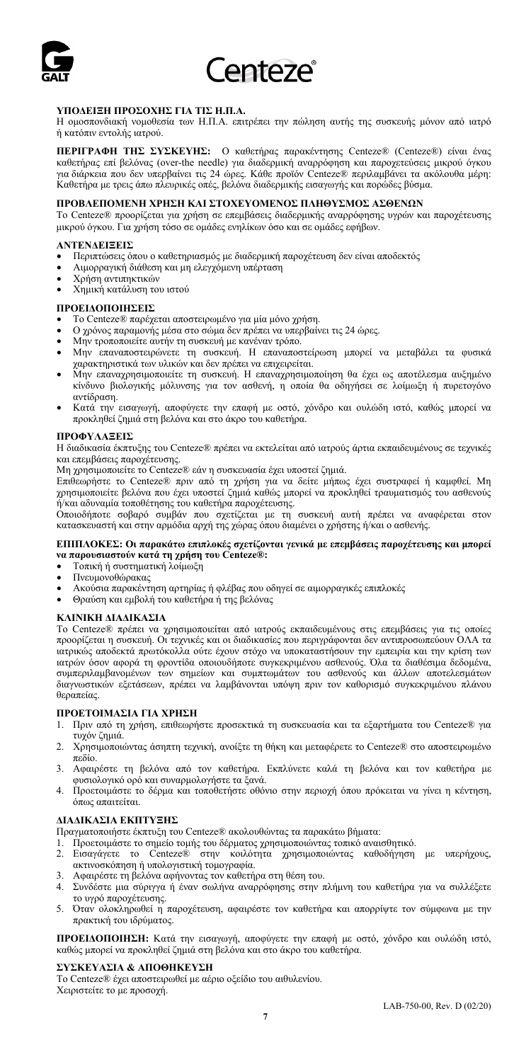**ΥΠΟΔΕΙΞΗ ΠΡΟΣΟΧΗΣ ΓΙΑ ΤΙΣ Η.Π.Α.**

Η ομοσπονδιακή νομοθεσία των Η.Π.Α. επιτρέπει την πώληση αυτής της συσκευής μόνον από ιατρό ή κατόπιν εντολής ιατρού.

**ΠΕΡΙΓΡΑΦΗ ΤΗΣ ΣΥΣΚΕΥΗΣ:** Ο καθετήρας παρακέντησης Centeze® (Centeze®) είναι ένας καθετήρας επί βελόνας (over-the needle) για διαδερμική αναρρόφηση και παροχετεύσεις μικρού όγκου για διάρκεια που δεν υπερβαίνει τις 24 ώρες. Κάθε προϊόν Centeze® περιλαμβάνει τα ακόλουθα μέρη: Καθετήρα με τρεις άπω πλευρικές οπές, βελόνα διαδερμικής εισαγωγής και πορώδες βύσμα.

**ΠΡΟΒΛΕΠΟΜΕΝΗ ΧΡΗΣΗ ΚΑΙ ΣΤΟΧΕΥΟΜΕΝΟΣ ΠΛΗΘΥΣΜΟΣ ΑΣΘΕΝΩΝ**

Το Centeze® προορίζεται για χρήση σε επεμβάσεις διαδερμικής αναρρόφησης υγρών και παροχέτευσης μικρού όγκου. Για χρήση τόσο σε ομάδες ενηλίκων όσο και σε ομάδες εφήβων.

**ΑΝΤΕΝΔΕΙΞΕΙΣ**

- Περιπτώσεις όπου ο καθετηριασμός με διαδερμική παροχέτευση δεν είναι αποδεκτός
- Αιμορραγική διάθεση και μη ελεγχόμενη υπέρταση
- Χρήση αντιπηκτικών
- Χημική κατάλυση του ιστού

**ΠΡΟΕΙΔΟΠΟΙΗΣΕΙΣ**

- Το Centeze® παρέχεται αποστειρωμένο για μία μόνο χρήση.
- Ο χρόνος παραμονής μέσα στο σώμα δεν πρέπει να υπερβαίνει τις 24 ώρες.
- Μην τροποποιείτε αυτήν τη συσκευή με κανέναν τρόπο.
- Μην επαναποστειρώνετε τη συσκευή. Η επαναποστείρωση μπορεί να μεταβάλει τα φυσικά χαρακτηριστικά των υλικών και δεν πρέπει να επιχειρείται.
- Μην επαναχρησιμοποιείτε τη συσκευή. Η επαναχρησιμοποίηση θα έχει ως αποτέλεσμα αυξημένο κίνδυνο βιολογικής μόλυνσης για τον ασθενή, η οποία θα οδηγήσει σε λοίμωξη ή πυρετογόνο αντίδραση.
- Κατά την εισαγωγή, αποφύγετε την επαφή με οστό, χόνδρο και ουλώδη ιστό, καθώς μπορεί να προκληθεί ζημιά στη βελόνα και στο άκρο του καθετήρα.

**ΠΡΟΦΥΛΑΞΕΙΣ**

Η διαδικασία έκπτυξης του Centeze® πρέπει να εκτελείται από ιατρούς άρτια εκπαιδευμένους σε τεχνικές και επεμβάσεις παροχέτευσης.

Μη χρησιμοποιείτε το Centeze® εάν η συσκευασία έχει υποστεί ζημιά.

Επιθεωρήστε το Centeze® πριν από τη χρήση για να δείτε μήπως έχει συστραφεί ή καμφθεί. Μη χρησιμοποιείτε βελόνα που έχει υποστεί ζημιά καθώς μπορεί να προκληθεί τραυματισμός του ασθενούς ή/και αδυναμία τοποθέτησης του καθετήρα παροχέτευσης.

Οποιοδήποτε σοβαρό συμβάν που σχετίζεται με τη συσκευή αυτή πρέπει να αναφέρεται στον κατασκευαστή και στην αρμόδια αρχή της χώρας όπου διαμένει ο χρήστης ή/και ο ασθενής.

**ΕΠΙΠΛΟΚΕΣ: *Οι παρακάτω επιπλοκές σχετίζονται γενικά με επεμβάσεις παροχέτευσης και μπορεί να παρουσιαστούν κατά τη χρήση του Centeze®:***

- Τοπική ή συστηματική λοίμωξη
- Πνευμονοθώρακας
- Ακούσια παρακέντηση αρτηρίας ή φλέβας που οδηγεί σε αιμορραγικές επιπλοκές
- Θραύση και εμβολή του καθετήρα ή της βελόνας

**ΚΛΙΝΙΚΗ ΔΙΑΔΙΚΑΣΙΑ**

Το Centeze® πρέπει να χρησιμοποιείται από ιατρούς εκπαιδευμένους στις επεμβάσεις για τις οποίες προορίζεται η συσκευή. Οι τεχνικές και οι διαδικασίες που περιγράφονται δεν αντιπροσωπεύουν ΟΛΑ τα ιατρικώς αποδεκτά πρωτόκολλα ούτε έχουν στόχο να υποκαταστήσουν την εμπειρία και την κρίση των ιατρών όσον αφορά τη φροντίδα οποιουδήποτε συγκεκριμένου ασθενούς. Όλα τα διαθέσιμα δεδομένα, συμπεριλαμβανομένων των σημείων και συμπτωμάτων του ασθενούς και άλλων αποτελεσμάτων διαγνωστικών εξετάσεων, πρέπει να λαμβάνονται υπόψη πριν τον καθορισμό συγκεκριμένου πλάνου θεραπείας.

**ΠΡΟΕΤΟΙΜΑΣΙΑ ΓΙΑ ΧΡΗΣΗ**

1. Πριν από τη χρήση, επιθεωρήστε προσεκτικά τη συσκευασία και τα εξαρτήματα του Centeze® για τυχόν ζημιά.
2. Χρησιμοποιώντας άσηπτη τεχνική, ανοίξτε τη θήκη και μεταφέρετε το Centeze® στο αποστειρωμένο πεδίο.
3. Αφαιρέστε τη βελόνα από τον καθετήρα. Εκπλύνετε καλά τη βελόνα και τον καθετήρα με φυσιολογικό ορό και συναρμολογήστε τα ξανά.
4. Προετοιμάστε το δέρμα και τοποθετήστε οθόνιο στην περιοχή όπου πρόκειται να γίνει η κέντηση, όπως απαιτείται.

**ΔΙΑΔΙΚΑΣΙΑ ΕΚΠΤΥΞΗΣ**

Πραγματοποιήστε έκπτυξη του Centeze® ακολουθώντας τα παρακάτω βήματα:

1. Προετοιμάστε το σημείο τομής του δέρματος χρησιμοποιώντας τοπικό αναισθητικό.
2. Εισαγάγετε το Centeze® στην κοιλότητα χρησιμοποιώντας καθοδήγηση με υπερήχους, ακτινοσκόπηση ή υπολογιστική τομογραφία.
3. Αφαιρέστε τη βελόνα αφήνοντας τον καθετήρα στη θέση του.
4. Συνδέστε μια σύριγγα ή έναν σωλήνα αναρρόφησης στην πλήμνη του καθετήρα για να συλλέξετε το υγρό παροχέτευσης.
5. Όταν ολοκληρωθεί η παροχέτευση, αφαιρέστε τον καθετήρα και απορρίψτε τον σύμφωνα με την πρακτική του ιδρύματος.

**ΠΡΟΕΙΔΟΠΟΙΗΣΗ:** Κατά την εισαγωγή, αποφύγετε την επαφή με οστό, χόνδρο και ουλώδη ιστό, καθώς μπορεί να προκληθεί ζημιά στη βελόνα και στο άκρο του καθετήρα.

**ΣΥΣΚΕΥΑΣΙΑ & ΑΠΟΘΗΚΕΥΣΗ**

Το Centeze® έχει αποστειρωθεί με αέριο οξείδιο του αιθυλενίου.

Χειριστείτε το με προσοχή.

LAB-750-00, Rev. D (02/20)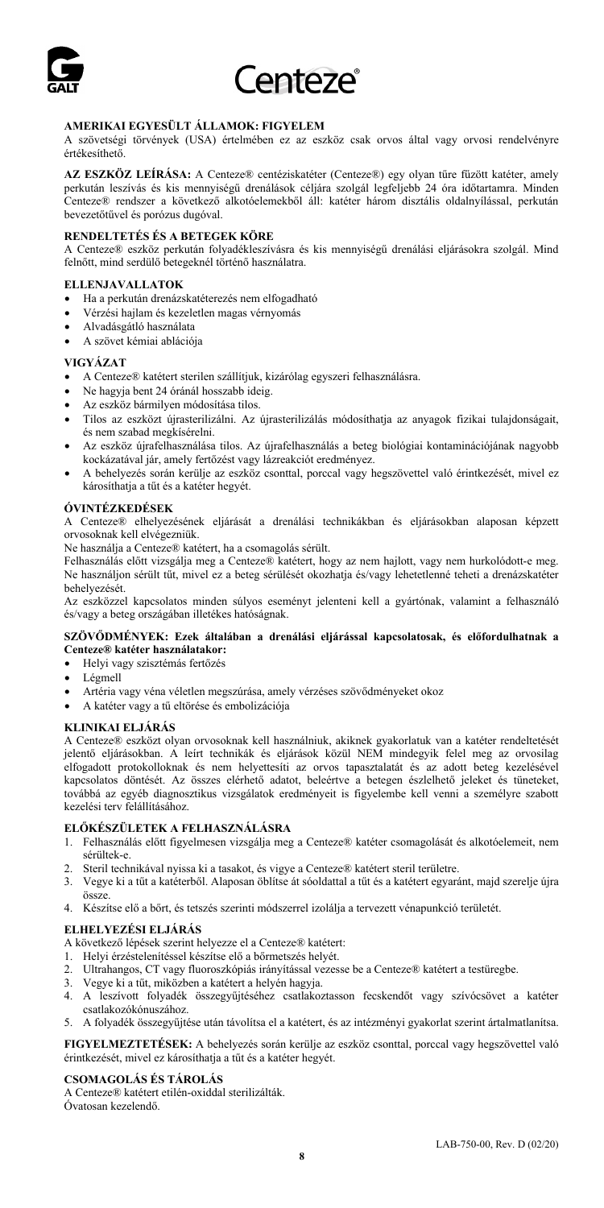# Centeze®

## AMERIKAI EGYESÜLT ÁLLAMOK: FIGYELEM

A szövetségi törvények (USA) értelmében ez az eszköz csak orvos által vagy orvosi rendelvényre értékesíthető.

**AZ ESZKÖZ LEÍRÁSA:** A Centeze® centéziskatéter (Centeze®) egy olyan tűre fűzött katéter, amely perkután leszívás és kis mennyiségű drenálások céljára szolgál legfeljebb 24 óra időtartamra. Minden Centeze® rendszer a következő alkotóelemekből áll: katéter három disztális oldalnyílással, perkután bevezetőtűvel és porózus dugóval.

## RENDELTETÉS ÉS A BETEGEK KÖRE

A Centeze® eszköz perkután folyadékleszívásra és kis mennyiségű drenálási eljárásokra szolgál. Mind felnőtt, mind serdülő betegeknél történő használatra.

## ELLENJAVALLATOK

- Ha a perkután drénázskatéterezés nem elfogadható
- Vérzési hajlam és kezeletlen magas vérnyomás
- Alvadásgátló használata
- A szövet kémiai ablációja

## VIGYÁZAT

- A Centeze® katétert sterilen szállítjuk, kizárólag egyszeri felhasználásra.
- Ne hagyja bent 24 óránál hosszabb ideig.
- Az eszköz bármilyen módosítása tilos.
- Tilos az eszközt újrasterilizálni. Az újrasterilizálás módosíthatja az anyagok fizikai tulajdonságait, és nem szabad megkísérelni.
- Az eszköz újrafelhasználása tilos. Az újrafelhasználás a beteg biológiai kontaminációjának nagyobb kockázatával jár, amely fertőzést vagy lázreakciót eredményez.
- A behelyezés során kerülje az eszköz csonttal, porccal vagy hegszövettel való érintkezését, mivel ez károsíthatja a tűt és a katéter hegyét.

## ÓVINTÉZKEDÉSEK

A Centeze® elhelyezésének eljárását a drenálási technikákban és eljárásokban alaposan képzett orvosoknak kell elvégezniük.

Ne használja a Centeze® katétert, ha a csomagolás sérült.

Felhasználás előtt vizsgálja meg a Centeze® katétert, hogy az nem hajlott, vagy nem hurkolódott-e meg. Ne használjon sérült tűt, mivel ez a beteg sérülését okozhatja és/vagy lehetetlenné teheti a drénázskatéter behelyezését.

Az eszközzel kapcsolatos minden súlyos eseményt jelenteni kell a gyártónak, valamint a felhasználó és/vagy a beteg országában illetékes hatóságnak.

## SZÖVŐDMÉNYEK: Ezek általában a drenálási eljárással kapcsolatosak, és előfordulhatnak a Centeze® katéter használatakor:

- Helyi vagy szisztémás fertőzés
- Légmell
- Artéria vagy véna véletlen megszúrása, amely vérzéses szövődményeket okoz
- A katéter vagy a tű eltörése és embolizációja

## KLINIKAI ELJÁRÁS

A Centeze® eszközt olyan orvosoknak kell használniuk, akiknek gyakorlatuk van a katéter rendeltetését jelentő eljárásokban. A leírt technikák és eljárások közül NEM mindegyik felel meg az orvosilag elfogadott protokolloknak és nem helyettesíti az orvos tapasztalatát és az adott beteg kezelésével kapcsolatos döntését. Az összes elérhető adatot, beleértve a betegen észlelhető jeleket és tüneteket, továbbá az egyéb diagnosztikus vizsgálatok eredményeit is figyelembe kell venni a személyre szabott kezelési terv felállításához.

## ELŐKÉSZÜLETEK A FELHASZNÁLÁSRA

1. Felhasználás előtt figyelmesen vizsgálja meg a Centeze® katéter csomagolását és alkotóelemeit, nem sérültek-e.
2. Steril technikával nyissa ki a tasakot, és vigye a Centeze® katétert steril területre.
3. Vegye ki a tűt a katéterből. Alaposan öblítse át sóoldattal a tűt és a katétert egyaránt, majd szerelje újra össze.
4. Készítse elő a bőrt, és tetszés szerinti módszerrel izolálja a tervezett vénapunkció területét.

## ELHELYEZÉSI ELJÁRÁS

A következő lépések szerint helyezze el a Centeze® katétert:

1. Helyi érzéstelenítéssel készítse elő a bőrmetszés helyét.
2. Ultrahangos, CT vagy fluoroszkópiás irányítással vezesse be a Centeze® katétert a testüregbe.
3. Vegye ki a tűt, miközben a katétert a helyén hagyja.
4. A leszívott folyadék összegyűjtéséhez csatlakoztasson fecskendőt vagy szívócsövet a katéter csatlakozókónuszához.
5. A folyadék összegyűjtése után távolítsa el a katétert, és az intézményi gyakorlat szerint ártalmatlanítsa.

**FIGYELMEZTETÉSEK:** A behelyezés során kerülje az eszköz csonttal, porccal vagy hegszövettel való érintkezését, mivel ez károsíthatja a tűt és a katéter hegyét.

## CSOMAGOLÁS ÉS TÁROLÁS

A Centeze® katétert etilén-oxiddal sterilizálták.
Óvatosan kezelendő.

LAB-750-00, Rev. D (02/20)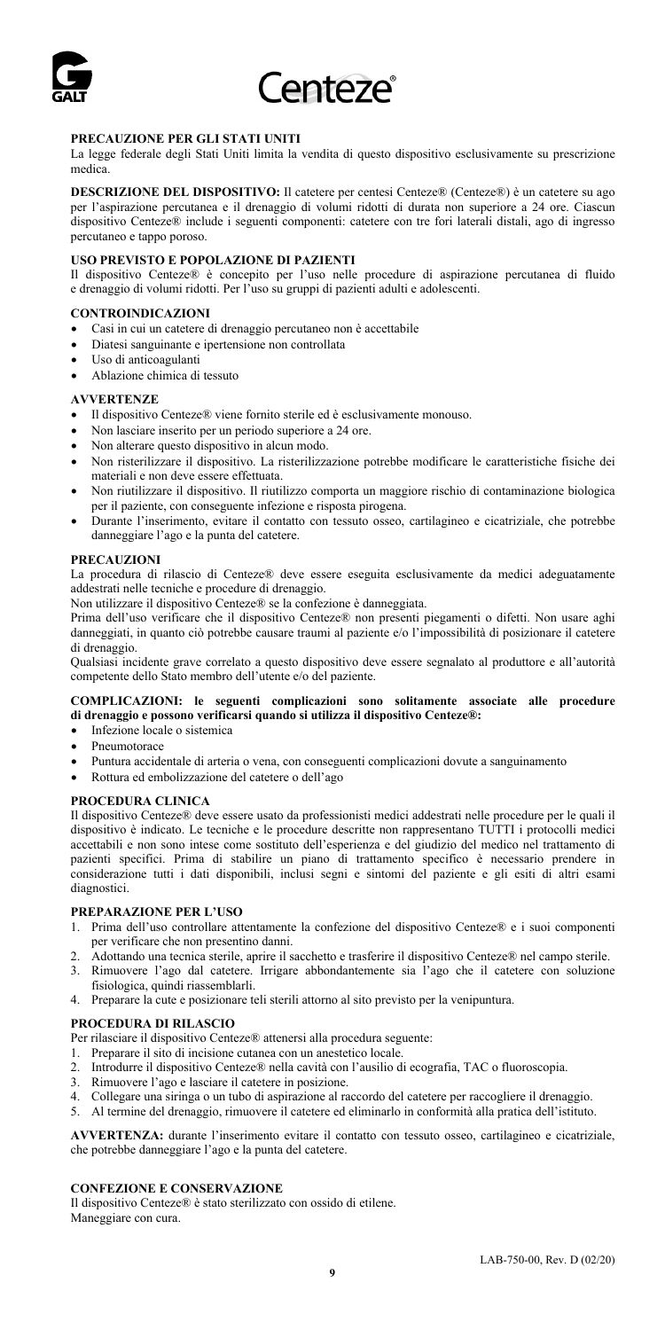## PRECAUZIONE PER GLI STATI UNITI

La legge federale degli Stati Uniti limita la vendita di questo dispositivo esclusivamente su prescrizione medica.

**DESCRIZIONE DEL DISPOSITIVO:** Il catetere per centesi Centeze® (Centeze®) è un catetere su ago per l'aspirazione percutanea e il drenaggio di volumi ridotti di durata non superiore a 24 ore. Ciascun dispositivo Centeze® include i seguenti componenti: catetere con tre fori laterali distali, ago di ingresso percutaneo e tappo poroso.

## USO PREVISTO E POPOLAZIONE DI PAZIENTI

Il dispositivo Centeze® è concepito per l'uso nelle procedure di aspirazione percutanea di fluido e drenaggio di volumi ridotti. Per l'uso su gruppi di pazienti adulti e adolescenti.

## CONTROINDICAZIONI

- Casi in cui un catetere di drenaggio percutaneo non è accettabile
- Diatesi sanguinante e ipertensione non controllata
- Uso di anticoagulanti
- Ablazione chimica di tessuto

## AVVERTENZE

- Il dispositivo Centeze® viene fornito sterile ed è esclusivamente monouso.
- Non lasciare inserito per un periodo superiore a 24 ore.
- Non alterare questo dispositivo in alcun modo.
- Non risterilizzare il dispositivo. La risterilizzazione potrebbe modificare le caratteristiche fisiche dei materiali e non deve essere effettuata.
- Non riutilizzare il dispositivo. Il riutilizzo comporta un maggiore rischio di contaminazione biologica per il paziente, con conseguente infezione e risposta pirogena.
- Durante l'inserimento, evitare il contatto con tessuto osseo, cartilagineo e cicatriziale, che potrebbe danneggiare l'ago e la punta del catetere.

## PRECAUZIONI

La procedura di rilascio di Centeze® deve essere eseguita esclusivamente da medici adeguatamente addestrati nelle tecniche e procedure di drenaggio.

Non utilizzare il dispositivo Centeze® se la confezione è danneggiata.

Prima dell'uso verificare che il dispositivo Centeze® non presenti piegamenti o difetti. Non usare aghi danneggiati, in quanto ciò potrebbe causare traumi al paziente e/o l'impossibilità di posizionare il catetere di drenaggio.

Qualsiasi incidente grave correlato a questo dispositivo deve essere segnalato al produttore e all'autorità competente dello Stato membro dell'utente e/o del paziente.

## COMPLICAZIONI: le seguenti complicazioni sono solitamente associate alle procedure di drenaggio e possono verificarsi quando si utilizza il dispositivo Centeze®:

- Infezione locale o sistemica
- Pneumotorace
- Puntura accidentale di arteria o vena, con conseguenti complicazioni dovute a sanguinamento
- Rottura ed embolizzazione del catetere o dell'ago

## PROCEDURA CLINICA

Il dispositivo Centeze® deve essere usato da professionisti medici addestrati nelle procedure per le quali il dispositivo è indicato. Le tecniche e le procedure descritte non rappresentano TUTTI i protocolli medici accettabili e non sono intese come sostituto dell'esperienza e del giudizio del medico nel trattamento di pazienti specifici. Prima di stabilire un piano di trattamento specifico è necessario prendere in considerazione tutti i dati disponibili, inclusi segni e sintomi del paziente e gli esiti di altri esami diagnostici.

## PREPARAZIONE PER L'USO

1. Prima dell'uso controllare attentamente la confezione del dispositivo Centeze® e i suoi componenti per verificare che non presentino danni.
2. Adottando una tecnica sterile, aprire il sacchetto e trasferire il dispositivo Centeze® nel campo sterile.
3. Rimuovere l'ago dal catetere. Irrigare abbondantemente sia l'ago che il catetere con soluzione fisiologica, quindi riassemblarli.
4. Preparare la cute e posizionare teli sterili attorno al sito previsto per la venipuntura.

## PROCEDURA DI RILASCIO

Per rilasciare il dispositivo Centeze® attenersi alla procedura seguente:

1. Preparare il sito di incisione cutanea con un anestetico locale.
2. Introdurre il dispositivo Centeze® nella cavità con l'ausilio di ecografia, TAC o fluoroscopia.
3. Rimuovere l'ago e lasciare il catetere in posizione.
4. Collegare una siringa o un tubo di aspirazione al raccordo del catetere per raccogliere il drenaggio.
5. Al termine del drenaggio, rimuovere il catetere ed eliminarlo in conformità alla pratica dell'istituto.

**AVVERTENZA:** durante l'inserimento evitare il contatto con tessuto osseo, cartilagineo e cicatriziale, che potrebbe danneggiare l'ago e la punta del catetere.

## CONFEZIONE E CONSERVAZIONE

Il dispositivo Centeze® è stato sterilizzato con ossido di etilene.
Maneggiare con cura.

LAB-750-00, Rev. D (02/20)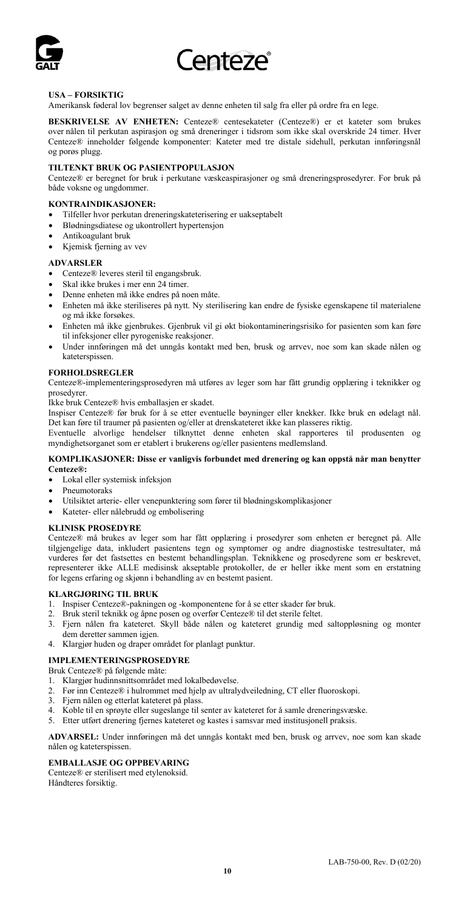**USA – FORSIKTIG**

Amerikansk føderal lov begrenser salget av denne enheten til salg fra eller på ordre fra en lege.

**BESKRIVELSE AV ENHETEN:** Centeze® centesekateter (Centeze®) er et kateter som brukes over nålen til perkutan aspirasjon og små dreneringer i tidsrom som ikke skal overskride 24 timer. Hver Centeze® inneholder følgende komponenter: Kateter med tre distale sidehull, perkutan innføringsnål og porøs plugg.

**TILTENKT BRUK OG PASIENTPOPULASJON**

Centeze® er beregnet for bruk i perkutane væskeaspirasjoner og små dreneringsprosedyrer. For bruk på både voksne og ungdommer.

**KONTRAINDIKASJONER:**

- Tilfeller hvor perkutan dreneringskateterisering er uakseptabelt
- Blødningsdiatese og ukontrollert hypertensjon
- Antikoagulant bruk
- Kjemisk fjerning av vev

**ADVARSLER**

- Centeze® leveres steril til engangsbruk.
- Skal ikke brukes i mer enn 24 timer.
- Denne enheten må ikke endres på noen måte.
- Enheten må ikke steriliseres på nytt. Ny sterilisering kan endre de fysiske egenskapene til materialene og må ikke forsøkes.
- Enheten må ikke gjenbrukes. Gjenbruk vil gi økt biokontamineringsrisiko for pasienten som kan føre til infeksjoner eller pyrogeniske reaksjoner.
- Under innføringen må det unngås kontakt med ben, brusk og arrvev, noe som kan skade nålen og kateterspissen.

**FORHOLDSREGLER**

Centeze®-implementeringsprosedyren må utføres av leger som har fått grundig opplæring i teknikker og prosedyrer.

Ikke bruk Centeze® hvis emballasjen er skadet.

Inspiser Centeze® før bruk for å se etter eventuelle bøyninger eller knekker. Ikke bruk en ødelagt nål. Det kan føre til traumer på pasienten og/eller at drenskateteret ikke kan plasseres riktig.

Eventuelle alvorlige hendelser tilknyttet denne enheten skal rapporteres til produsenten og myndighetsorganet som er etablert i brukerens og/eller pasientens medlemsland.

**KOMPLIKASJONER: Disse er vanligvis forbundet med drenering og kan oppstå når man benytter Centeze®:**

- Lokal eller systemisk infeksjon
- Pneumotoraks
- Utilsiktet arterie- eller venepunktering som fører til blødningskomplikasjoner
- Kateter- eller nålebrudd og embolisering

**KLINISK PROSEDYRE**

Centeze® må brukes av leger som har fått opplæring i prosedyrer som enheten er beregnet på. Alle tilgjengelige data, inkludert pasientens tegn og symptomer og andre diagnostiske testresultater, må vurderes før det fastsettes en bestemt behandlingsplan. Teknikkene og prosedyrene som er beskrevet, representerer ikke ALLE medisinsk akseptable protokoller, de er heller ikke ment som en erstatning for legens erfaring og skjønn i behandling av en bestemt pasient.

**KLARGJØRING TIL BRUK**

1. Inspiser Centeze®-pakningen og -komponentene for å se etter skader før bruk.
2. Bruk steril teknikk og åpne posen og overfør Centeze® til det sterile feltet.
3. Fjern nålen fra kateteret. Skyll både nålen og kateteret grundig med saltoppløsning og monter dem deretter sammen igjen.
4. Klargjør huden og draper området for planlagt punktur.

**IMPLEMENTERINGSPROSEDYRE**

Bruk Centeze® på følgende måte:

1. Klargjør hudinnsnittsområdet med lokalbedøvelse.
2. Før inn Centeze® i hulrommet med hjelp av ultralydveiledning, CT eller fluoroskopi.
3. Fjern nålen og etterlat kateteret på plass.
4. Koble til en sprøyte eller sugeslange til senter av kateteret for å samle dreneringsvæske.
5. Etter utført drenering fjernes kateteret og kastes i samsvar med institusjonell praksis.

**ADVARSEL:** Under innføringen må det unngås kontakt med ben, brusk og arrvev, noe som kan skade nålen og kateterspissen.

**EMBALLASJE OG OPPBEVARING**

Centeze® er sterilisert med etylenoksid.

Håndteres forsiktig.

LAB-750-00, Rev. D (02/20)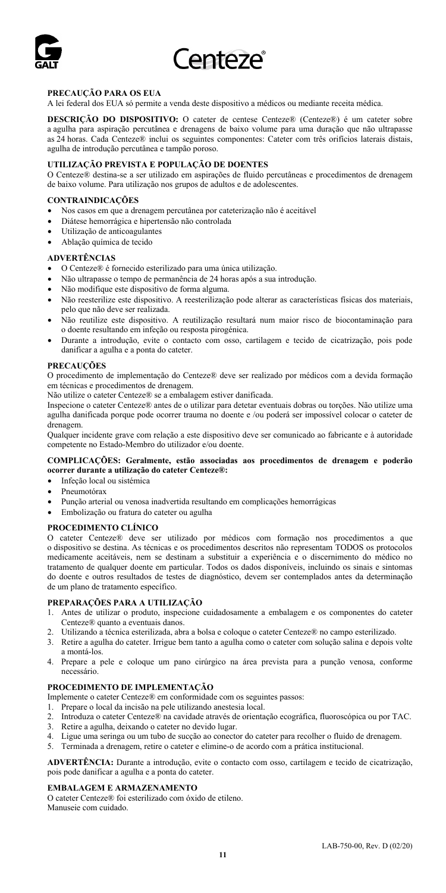## PRECAUÇÃO PARA OS EUA

A lei federal dos EUA só permite a venda deste dispositivo a médicos ou mediante receita médica.

**DESCRIÇÃO DO DISPOSITIVO:** O cateter de centese Centeze® (Centeze®) é um cateter sobre a agulha para aspiração percutânea e drenagens de baixo volume para uma duração que não ultrapasse as 24 horas. Cada Centeze® inclui os seguintes componentes: Cateter com três orifícios laterais distais, agulha de introdução percutânea e tampão poroso.

## UTILIZAÇÃO PREVISTA E POPULAÇÃO DE DOENTES

O Centeze® destina-se a ser utilizado em aspirações de fluido percutâneas e procedimentos de drenagem de baixo volume. Para utilização nos grupos de adultos e de adolescentes.

## CONTRAINDICAÇÕES

- Nos casos em que a drenagem percutânea por cateterização não é aceitável
- Diátese hemorrágica e hipertensão não controlada
- Utilização de anticoagulantes
- Ablação química de tecido

## ADVERTÊNCIAS

- O Centeze® é fornecido esterilizado para uma única utilização.
- Não ultrapasse o tempo de permanência de 24 horas após a sua introdução.
- Não modifique este dispositivo de forma alguma.
- Não reesterilize este dispositivo. A reesterilização pode alterar as características físicas dos materiais, pelo que não deve ser realizada.
- Não reutilize este dispositivo. A reutilização resultará num maior risco de biocontaminação para o doente resultando em infeção ou resposta pirogénica.
- Durante a introdução, evite o contacto com osso, cartilagem e tecido de cicatrização, pois pode danificar a agulha e a ponta do cateter.

## PRECAUÇÕES

O procedimento de implementação do Centeze® deve ser realizado por médicos com a devida formação em técnicas e procedimentos de drenagem.

Não utilize o cateter Centeze® se a embalagem estiver danificada.

Inspecione o cateter Centeze® antes de o utilizar para detetar eventuais dobras ou torções. Não utilize uma agulha danificada porque pode ocorrer trauma no doente e /ou poderá ser impossível colocar o cateter de drenagem.

Qualquer incidente grave com relação a este dispositivo deve ser comunicado ao fabricante e à autoridade competente no Estado-Membro do utilizador e/ou doente.

**COMPLICAÇÕES: Geralmente, estão associadas aos procedimentos de drenagem e poderão ocorrer durante a utilização do cateter Centeze®:**

- Infeção local ou sistémica
- Pneumotórax
- Punção arterial ou venosa inadvertida resultando em complicações hemorrágicas
- Embolização ou fratura do cateter ou agulha

## PROCEDIMENTO CLÍNICO

O cateter Centeze® deve ser utilizado por médicos com formação nos procedimentos a que o dispositivo se destina. As técnicas e os procedimentos descritos não representam TODOS os protocolos medicamente aceitáveis, nem se destinam a substituir a experiência e o discernimento do médico no tratamento de qualquer doente em particular. Todos os dados disponíveis, incluindo os sinais e sintomas do doente e outros resultados de testes de diagnóstico, devem ser contemplados antes da determinação de um plano de tratamento específico.

## PREPARAÇÕES PARA A UTILIZAÇÃO

1. Antes de utilizar o produto, inspecione cuidadosamente a embalagem e os componentes do cateter Centeze® quanto a eventuais danos.
2. Utilizando a técnica esterilizada, abra a bolsa e coloque o cateter Centeze® no campo esterilizado.
3. Retire a agulha do cateter. Irrigue bem tanto a agulha como o cateter com solução salina e depois volte a montá-los.
4. Prepare a pele e coloque um pano cirúrgico na área prevista para a punção venosa, conforme necessário.

## PROCEDIMENTO DE IMPLEMENTAÇÃO

Implemente o cateter Centeze® em conformidade com os seguintes passos:

1. Prepare o local da incisão na pele utilizando anestesia local.
2. Introduza o cateter Centeze® na cavidade através de orientação ecográfica, fluoroscópica ou por TAC.
3. Retire a agulha, deixando o cateter no devido lugar.
4. Ligue uma seringa ou um tubo de sucção ao conector do cateter para recolher o fluido de drenagem.
5. Terminada a drenagem, retire o cateter e elimine-o de acordo com a prática institucional.

**ADVERTÊNCIA:** Durante a introdução, evite o contacto com osso, cartilagem e tecido de cicatrização, pois pode danificar a agulha e a ponta do cateter.

## EMBALAGEM E ARMAZENAMENTO

O cateter Centeze® foi esterilizado com óxido de etileno.
Manuseie com cuidado.

LAB-750-00, Rev. D (02/20)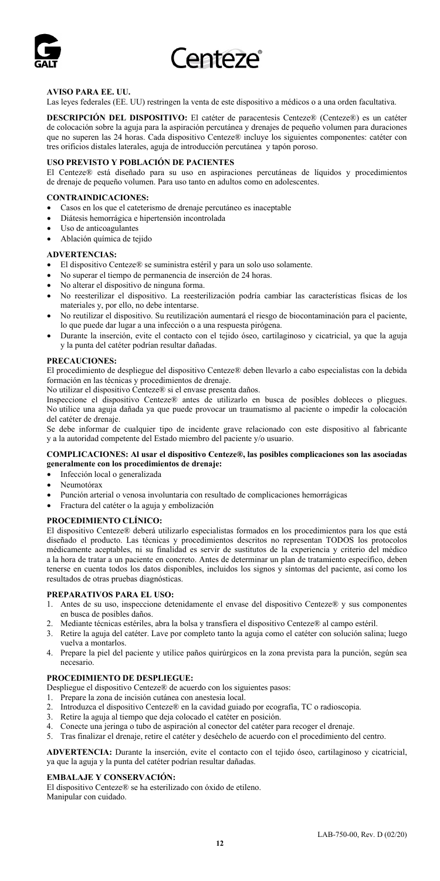**AVISO PARA EE. UU.**

Las leyes federales (EE. UU) restringen la venta de este dispositivo a médicos o a una orden facultativa.

**DESCRIPCIÓN DEL DISPOSITIVO:** El catéter de paracentesis Centeze® (Centeze®) es un catéter de colocación sobre la aguja para la aspiración percutánea y drenajes de pequeño volumen para duraciones que no superen las 24 horas. Cada dispositivo Centeze® incluye los siguientes componentes: catéter con tres orificios distales laterales, aguja de introducción percutánea y tapón poroso.

**USO PREVISTO Y POBLACIÓN DE PACIENTES**

El Centeze® está diseñado para su uso en aspiraciones percutáneas de líquidos y procedimientos de drenaje de pequeño volumen. Para uso tanto en adultos como en adolescentes.

**CONTRAINDICACIONES:**

- Casos en los que el cateterismo de drenaje percutáneo es inaceptable
- Diátesis hemorrágica e hipertensión incontrolada
- Uso de anticoagulantes
- Ablación química de tejido

**ADVERTENCIAS:**

- El dispositivo Centeze® se suministra estéril y para un solo uso solamente.
- No superar el tiempo de permanencia de inserción de 24 horas.
- No alterar el dispositivo de ninguna forma.
- No reesterilizar el dispositivo. La reesterilización podría cambiar las características físicas de los materiales y, por ello, no debe intentarse.
- No reutilizar el dispositivo. Su reutilización aumentará el riesgo de biocontaminación para el paciente, lo que puede dar lugar a una infección o a una respuesta pirógena.
- Durante la inserción, evite el contacto con el tejido óseo, cartilaginoso y cicatricial, ya que la aguja y la punta del catéter podrían resultar dañadas.

**PRECAUCIONES:**

El procedimiento de despliegue del dispositivo Centeze® deben llevarlo a cabo especialistas con la debida formación en las técnicas y procedimientos de drenaje.

No utilizar el dispositivo Centeze® si el envase presenta daños.

Inspeccione el dispositivo Centeze® antes de utilizarlo en busca de posibles dobleces o pliegues. No utilice una aguja dañada ya que puede provocar un traumatismo al paciente o impedir la colocación del catéter de drenaje.

Se debe informar de cualquier tipo de incidente grave relacionado con este dispositivo al fabricante y a la autoridad competente del Estado miembro del paciente y/o usuario.

**COMPLICACIONES: Al usar el dispositivo Centeze®, las posibles complicaciones son las asociadas generalmente con los procedimientos de drenaje:**

- Infección local o generalizada
- Neumotórax
- Punción arterial o venosa involuntaria con resultado de complicaciones hemorrágicas
- Fractura del catéter o la aguja y embolización

**PROCEDIMIENTO CLÍNICO:**

El dispositivo Centeze® deberá utilizarlo especialistas formados en los procedimientos para los que está diseñado el producto. Las técnicas y procedimientos descritos no representan TODOS los protocolos médicamente aceptables, ni su finalidad es servir de sustitutos de la experiencia y criterio del médico a la hora de tratar a un paciente en concreto. Antes de determinar un plan de tratamiento específico, deben tenerse en cuenta todos los datos disponibles, incluidos los signos y síntomas del paciente, así como los resultados de otras pruebas diagnósticas.

**PREPARATIVOS PARA EL USO:**

1. Antes de su uso, inspeccione detenidamente el envase del dispositivo Centeze® y sus componentes en busca de posibles daños.
2. Mediante técnicas estériles, abra la bolsa y transfiera el dispositivo Centeze® al campo estéril.
3. Retire la aguja del catéter. Lave por completo tanto la aguja como el catéter con solución salina; luego vuelva a montarlos.
4. Prepare la piel del paciente y utilice paños quirúrgicos en la zona prevista para la punción, según sea necesario.

**PROCEDIMIENTO DE DESPLIEGUE:**

Despliegue el dispositivo Centeze® de acuerdo con los siguientes pasos:

1. Prepare la zona de incisión cutánea con anestesia local.
2. Introduzca el dispositivo Centeze® en la cavidad guiado por ecografía, TC o radioscopia.
3. Retire la aguja al tiempo que deja colocado el catéter en posición.
4. Conecte una jeringa o tubo de aspiración al conector del catéter para recoger el drenaje.
5. Tras finalizar el drenaje, retire el catéter y deséchelo de acuerdo con el procedimiento del centro.

**ADVERTENCIA:** Durante la inserción, evite el contacto con el tejido óseo, cartilaginoso y cicatricial, ya que la aguja y la punta del catéter podrían resultar dañadas.

**EMBALAJE Y CONSERVACIÓN:**

El dispositivo Centeze® se ha esterilizado con óxido de etileno.

Manipular con cuidado.

LAB-750-00, Rev. D (02/20)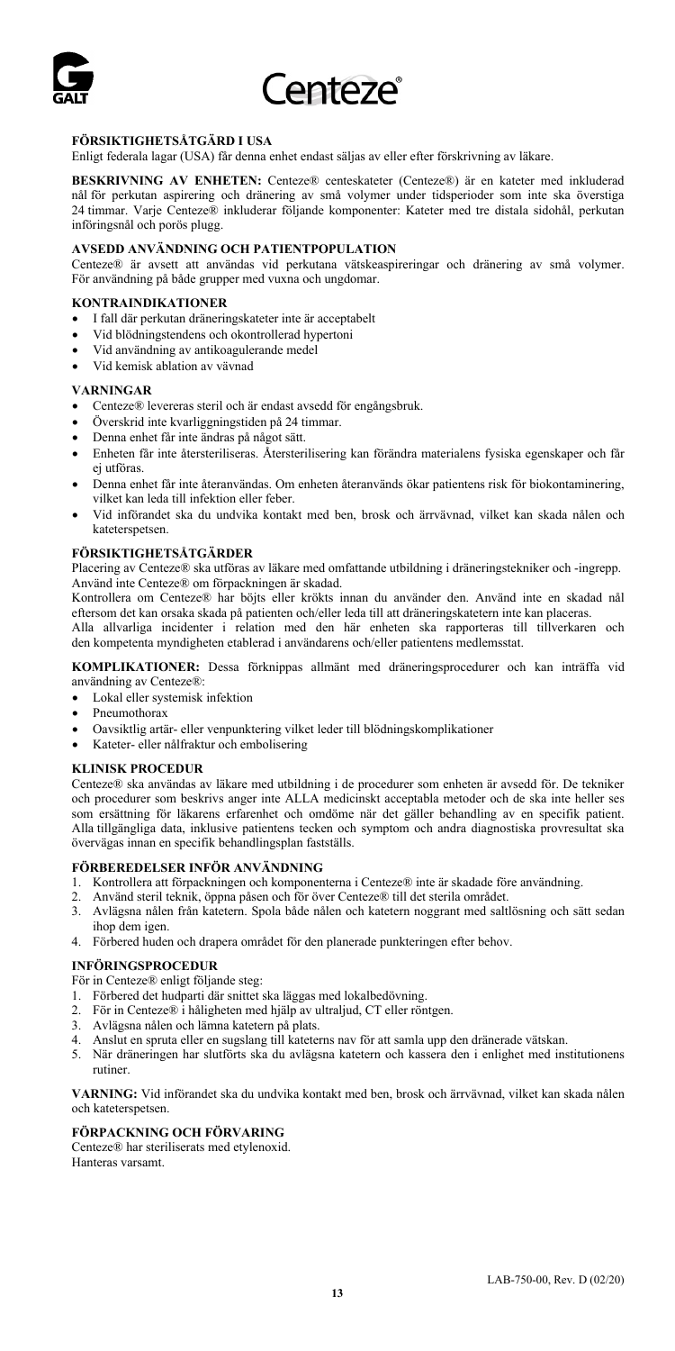**FÖRSIKTIGHETSÅTGÄRD I USA**

Enligt federala lagar (USA) får denna enhet endast säljas av eller efter förskrivning av läkare.

**BESKRIVNING AV ENHETEN:** Centeze® centeskateter (Centeze®) är en kateter med inkluderad nål för perkutan aspirering och dränering av små volymer under tidsperioder som inte ska överstiga 24 timmar. Varje Centeze® inkluderar följande komponenter: Kateter med tre distala sidohål, perkutan införingsnål och porös plugg.

**AVSEDD ANVÄNDNING OCH PATIENTPOPULATION**

Centeze® är avsett att användas vid perkutana vätskeaspireringar och dränering av små volymer. För användning på både grupper med vuxna och ungdomar.

**KONTRAINDIKATIONER**

- I fall där perkutan dräneringskateter inte är acceptabelt
- Vid blödningstendens och okontrollerad hypertoni
- Vid användning av antikoagulerande medel
- Vid kemisk ablation av vävnad

**VARNINGAR**

- Centeze® levereras steril och är endast avsedd för engångsbruk.
- Överskrid inte kvarliggningstiden på 24 timmar.
- Denna enhet får inte ändras på något sätt.
- Enheten får inte återsteriliseras. Återsterilisering kan förändra materialens fysiska egenskaper och får ej utföras.
- Denna enhet får inte återanvändas. Om enheten återanvänds ökar patientens risk för biokontaminering, vilket kan leda till infektion eller feber.
- Vid införandet ska du undvika kontakt med ben, brosk och ärrvävnad, vilket kan skada nålen och kateterspetsen.

**FÖRSIKTIGHETSÅTGÄRDER**

Placering av Centeze® ska utföras av läkare med omfattande utbildning i dräneringstekniker och -ingrepp. Använd inte Centeze® om förpackningen är skadad.

Kontrollera om Centeze® har böjts eller krökts innan du använder den. Använd inte en skadad nål eftersom det kan orsaka skada på patienten och/eller leda till att dräneringskatetern inte kan placeras.

Alla allvarliga incidenter i relation med den här enheten ska rapporteras till tillverkaren och den kompetenta myndigheten etablerad i användarens och/eller patientens medlemsstat.

**KOMPLIKATIONER:** Dessa förknippas allmänt med dräneringsprocedurer och kan inträffa vid användning av Centeze®:

- Lokal eller systemisk infektion
- Pneumothorax
- Oavsiktlig artär- eller venpunktering vilket leder till blödningskomplikationer
- Kateter- eller nålfraktur och embolisering

**KLINISK PROCEDUR**

Centeze® ska användas av läkare med utbildning i de procedurer som enheten är avsedd för. De tekniker och procedurer som beskrivs anger inte ALLA medicinskt acceptabla metoder och de ska inte heller ses som ersättning för läkarens erfarenhet och omdöme när det gäller behandling av en specifik patient. Alla tillgängliga data, inklusive patientens tecken och symptom och andra diagnostiska provresultat ska övervägas innan en specifik behandlingsplan fastställs.

**FÖRBEREDELSER INFÖR ANVÄNDNING**

1. Kontrollera att förpackningen och komponenterna i Centeze® inte är skadade före användning.
2. Använd steril teknik, öppna påsen och för över Centeze® till det sterila området.
3. Avlägsna nålen från katetern. Spola både nålen och katetern noggrant med saltlösning och sätt sedan ihop dem igen.
4. Förbered huden och drapera området för den planerade punkteringen efter behov.

**INFÖRINGSPROCEDUR**

För in Centeze® enligt följande steg:

1. Förbered det hudparti där snittet ska läggas med lokalbedövning.
2. För in Centeze® i håligheten med hjälp av ultraljud, CT eller röntgen.
3. Avlägsna nålen och lämna katetern på plats.
4. Anslut en spruta eller en sugslang till kateterns nav för att samla upp den dränerade vätskan.
5. När dräneringen har slutförts ska du avlägsna katetern och kassera den i enlighet med institutionens rutiner.

**VARNING:** Vid införandet ska du undvika kontakt med ben, brosk och ärrvävnad, vilket kan skada nålen och kateterspetsen.

**FÖRPACKNING OCH FÖRVARING**

Centeze® har steriliserats med etylenoxid.
Hanteras varsamt.

LAB-750-00, Rev. D (02/20)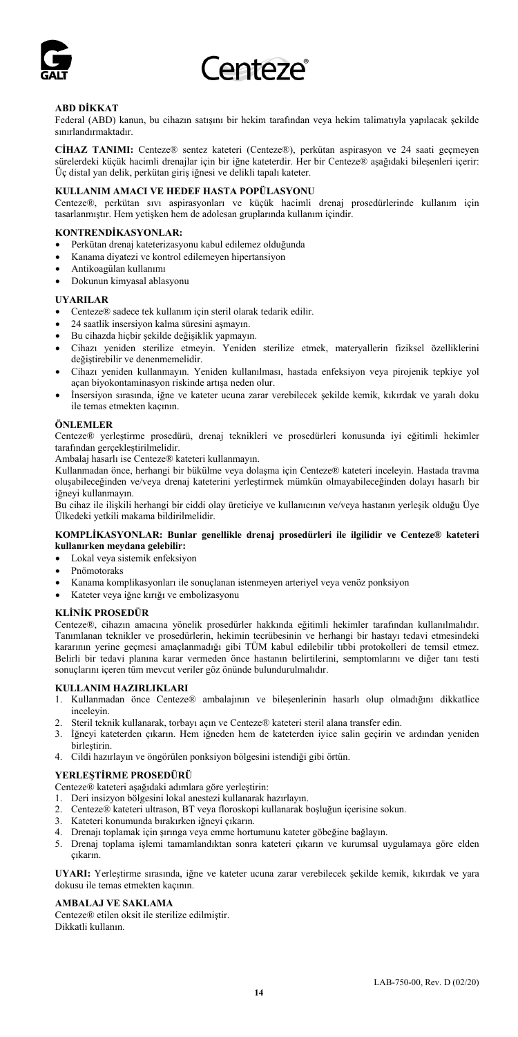**ABD DİKKAT**

Federal (ABD) kanun, bu cihazın satışını bir hekim tarafından veya hekim talimatıyla yapılacak şekilde sınırlandırmaktadır.

**CİHAZ TANIMI:** Centeze® sentez kateteri (Centeze®), perkütan aspirasyon ve 24 saati geçmeyen sürelerdeki küçük hacimli drenajlar için bir iğne kateterdir. Her bir Centeze® aşağıdaki bileşenleri içerir: Üç distal yan delik, perkütan giriş iğnesi ve delikli tapalı kateter.

**KULLANIM AMACI VE HEDEF HASTA POPÜLASYONU**

Centeze®, perkütan sıvı aspirasyonları ve küçük hacimli drenaj prosedürlerinde kullanım için tasarlanmıştır. Hem yetişken hem de adolesan gruplarında kullanım içindir.

**KONTRENDİKASYONLAR:**

- Perkütan drenaj kateterizasyonu kabul edilemez olduğunda
- Kanama diyatezi ve kontrol edilemeyen hipertansiyon
- Antikoagülan kullanımı
- Dokunun kimyasal ablasyonu

**UYARILAR**

- Centeze® sadece tek kullanım için steril olarak tedarik edilir.
- 24 saatlik insersiyon kalma süresini aşmayın.
- Bu cihazda hiçbir şekilde değişiklik yapmayın.
- Cihazı yeniden sterilize etmeyin. Yeniden sterilize etmek, materyallerin fiziksel özelliklerini değiştirebilir ve denenmemelidir.
- Cihazı yeniden kullanmayın. Yeniden kullanılması, hastada enfeksiyon veya pirojenik tepkiye yol açan biyokontaminasyon riskinde artışa neden olur.
- İnsersiyon sırasında, iğne ve kateter ucuna zarar verebilecek şekilde kemik, kıkırdak ve yaralı doku ile temas etmekten kaçının.

**ÖNLEMLER**

Centeze® yerleştirme prosedürü, drenaj teknikleri ve prosedürleri konusunda iyi eğitimli hekimler tarafından gerçekleştirilmelidir.

Ambalaj hasarlı ise Centeze® kateteri kullanmayın.

Kullanmadan önce, herhangi bir bükülme veya dolaşma için Centeze® kateteri inceleyin. Hastada travma oluşabileceğinden ve/veya drenaj kateterini yerleştirmek mümkün olmayabileceğinden dolayı hasarlı bir iğneyi kullanmayın.

Bu cihaz ile ilişkili herhangi bir ciddi olay üreticiye ve kullanıcının ve/veya hastanın yerleşik olduğu Üye Ülkedeki yetkili makama bildirilmelidir.

**KOMPLİKASYONLAR: Bunlar genellikle drenaj prosedürleri ile ilgilidir ve Centeze® kateteri kullanırken meydana gelebilir:**

- Lokal veya sistemik enfeksiyon
- Pnömotoraks
- Kanama komplikasyonları ile sonuçlanan istenmeyen arteriyel veya venöz ponksiyon
- Kateter veya iğne kırığı ve embolizasyonu

**KLİNİK PROSEDÜR**

Centeze®, cihazın amacına yönelik prosedürler hakkında eğitimli hekimler tarafından kullanılmalıdır. Tanımlanan teknikler ve prosedürlerin, hekimin tecrübesinin ve herhangi bir hastayı tedavi etmesindeki kararının yerine geçmesi amaçlanmadığı gibi TÜM kabul edilebilir tıbbi protokolleri de temsil etmez. Belirli bir tedavi planına karar vermeden önce hastanın belirtilerini, semptomlarını ve diğer tanı testi sonuçlarını içeren tüm mevcut veriler göz önünde bulundurulmalıdır.

**KULLANIM HAZIRLIKLARI**

1. Kullanmadan önce Centeze® ambalajının ve bileşenlerinin hasarlı olup olmadığını dikkatlice inceleyin.
2. Steril teknik kullanarak, torbayı açın ve Centeze® kateteri steril alana transfer edin.
3. İğneyi kateterden çıkarın. Hem iğneden hem de kateterden iyice salin geçirin ve ardından yeniden birleştirin.
4. Cildi hazırlayın ve öngörülen ponksiyon bölgesini istendiği gibi örtün.

**YERLEŞTİRME PROSEDÜRÜ**

Centeze® kateteri aşağıdaki adımlara göre yerleştirin:

1. Deri insizyon bölgesini lokal anestezi kullanarak hazırlayın.
2. Centeze® kateteri ultrason, BT veya floroskopi kullanarak boşluğun içerisine sokun.
3. Kateteri konumunda bırakırken iğneyi çıkarın.
4. Drenajı toplamak için şırınga veya emme hortumunu kateter göbeğine bağlayın.
5. Drenaj toplama işlemi tamamlandıktan sonra kateteri çıkarın ve kurumsal uygulamaya göre elden çıkarın.

**UYARI:** Yerleştirme sırasında, iğne ve kateter ucuna zarar verebilecek şekilde kemik, kıkırdak ve yara dokusu ile temas etmekten kaçının.

**AMBALAJ VE SAKLAMA**

Centeze® etilen oksit ile sterilize edilmiştir.
Dikkatli kullanın.

LAB-750-00, Rev. D (02/20)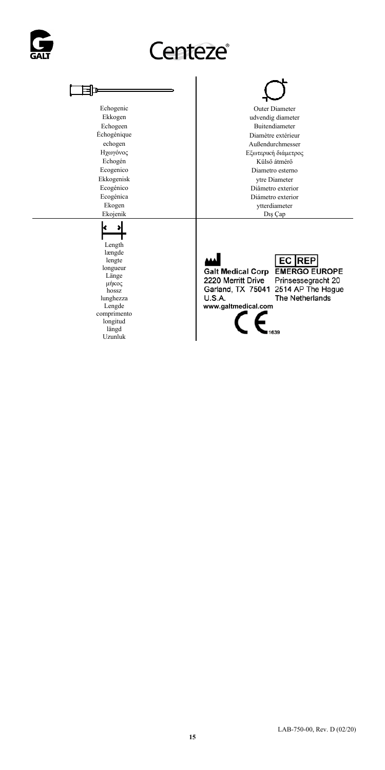# Centeze®

| Echogenic | Outer Diameter |
| --- | --- |
| Ekkogen | udvendig diameter |
| Echogeen | Buitendiameter |
| Échogénique | Diamètre extérieur |
| echogen | Außendurchmesser |
| Ηχωγόνος | Εξωτερική διάμετρος |
| Echogén | Külső átmérő |
| Ecogenico | Diametro esterno |
| Ekkogenisk | ytre Diameter |
| Ecogénico | Diâmetro exterior |
| Ecogénica | Diámetro exterior |
| Ekogen | ytterdiameter |
| Ekojenik | Dış Çap |

Length
længde
lengte
longueur
Länge
μήκος
hossz
lunghezza
Lengde
comprimento
longitud
längd
Uzunluk

Galt Medical Corp
2220 Merritt Drive
Garland, TX 75041
U.S.A.
www.galtmedical.com

EC REP
EMERGO EUROPE
Prinsessegracht 20
2514 AP The Hague
The Netherlands

CE 1639

LAB-750-00, Rev. D (02/20)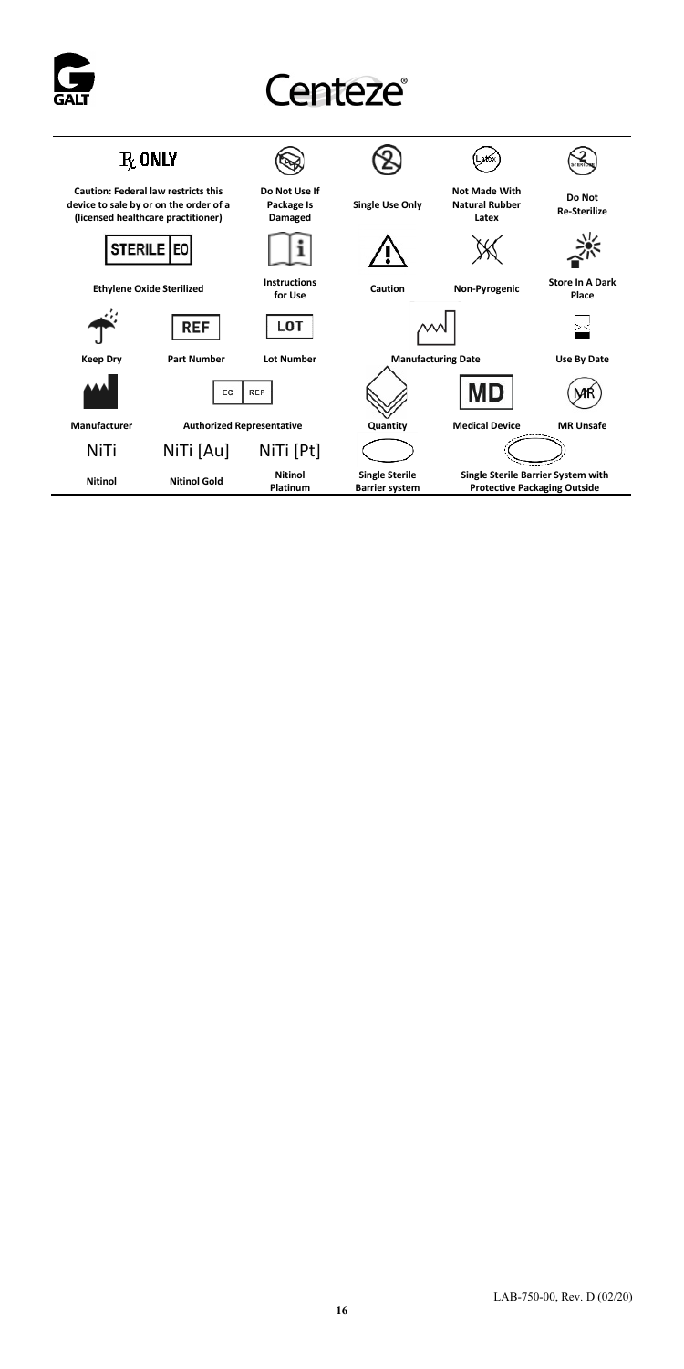GALT

Centeze®

| | | | | | |
|---|---|---|---|---|---|
| R ONLY | | | | | |
| Caution: Federal law restricts this device to sale by or on the order of a (licensed healthcare practitioner) | | Do Not Use If Package Is Damaged | Single Use Only | Not Made With Natural Rubber Latex | Do Not Re-Sterilize |
| STERILE EO | | | | | |
| Ethylene Oxide Sterilized | | Instructions for Use | Caution | Non-Pyrogenic | Store In A Dark Place |
| | REF | LOT | | | |
| Keep Dry | Part Number | Lot Number | Manufacturing Date | | Use By Date |
| | EC REP | | | MD | |
| Manufacturer | Authorized Representative | | Quantity | Medical Device | MR Unsafe |
| NiTi | NiTi [Au] | NiTi [Pt] | | | |
| Nitinol | Nitinol Gold | Nitinol Platinum | Single Sterile Barrier system | Single Sterile Barrier System with Protective Packaging Outside | |

LAB-750-00, Rev. D (02/20)